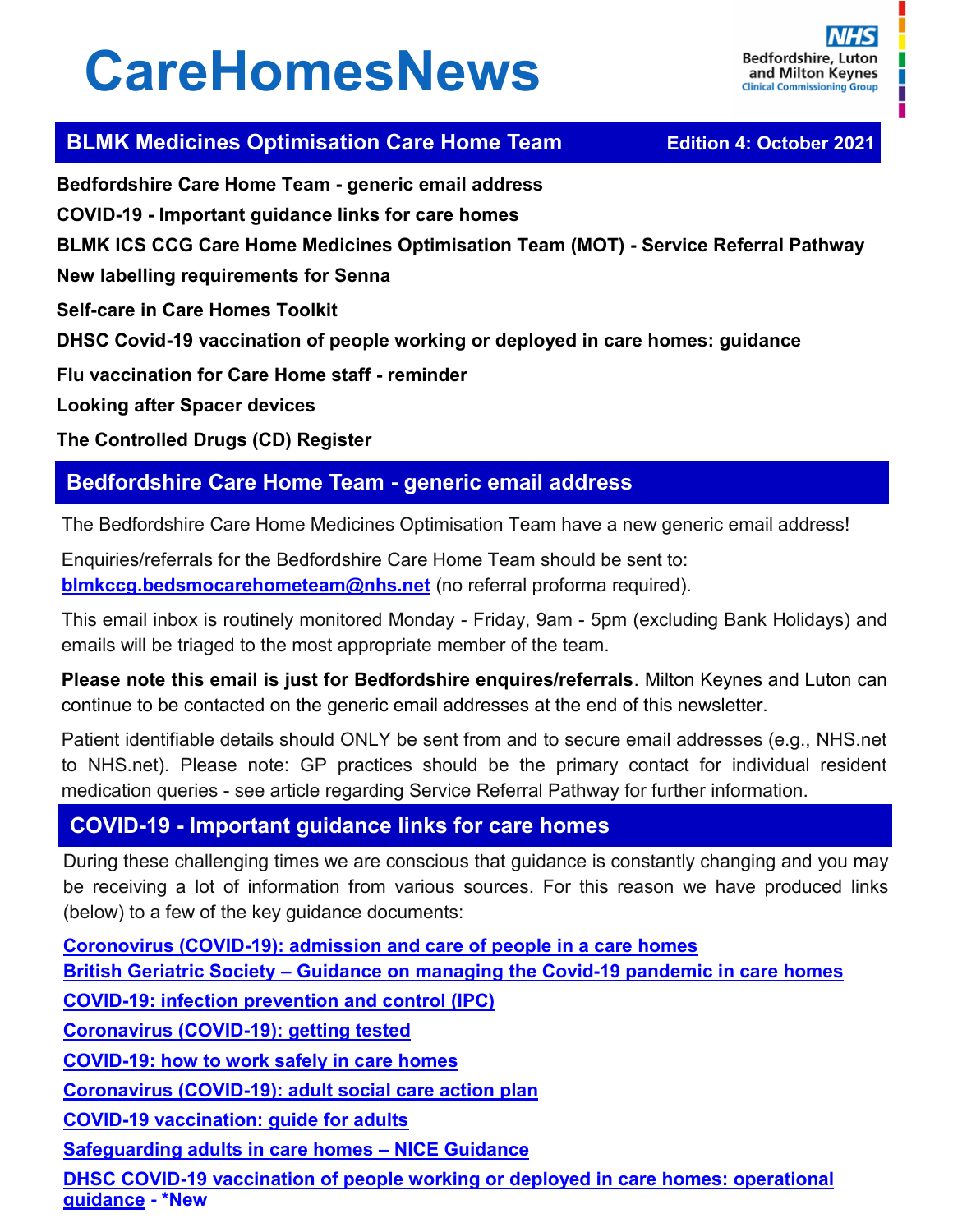# CareHomesNews

**BLMK Medicines Optimisation Care Home Team** — **Edition 4: October 2021**

**Bedfordshire Care Home Team - generic email address**

**COVID-19 - Important guidance links for care homes**

**BLMK ICS CCG Care Home Medicines Optimisation Team (MOT) - Service Referral Pathway**

**New labelling requirements for Senna**

**Self-care in Care Homes Toolkit**

**DHSC Covid-19 vaccination of people working or deployed in care homes: guidance**

**Flu vaccination for Care Home staff - reminder**

**Looking after Spacer devices**

**The Controlled Drugs (CD) Register**

## Bedfordshire Care Home Team - generic email address

The Bedfordshire Care Home Medicines Optimisation Team have a new generic email address!

Enquiries/referrals for the Bedfordshire Care Home Team should be sent to: **blmkccg.bedsmocarehometeam@nhs.net** (no referral proforma required).

This email inbox is routinely monitored Monday - Friday, 9am - 5pm (excluding Bank Holidays) and emails will be triaged to the most appropriate member of the team.

**Please note this email is just for Bedfordshire enquires/referrals**. Milton Keynes and Luton can continue to be contacted on the generic email addresses at the end of this newsletter.

Patient identifiable details should ONLY be sent from and to secure email addresses (e.g., NHS.net to NHS.net). Please note: GP practices should be the primary contact for individual resident medication queries - see article regarding Service Referral Pathway for further information.

## COVID-19 - Important guidance links for care homes

During these challenging times we are conscious that guidance is constantly changing and you may be receiving a lot of information from various sources. For this reason we have produced links (below) to a few of the key guidance documents:

**Coronovirus (COVID-19): admission and care of people in a care homes**

**British Geriatric Society – Guidance on managing the Covid-19 pandemic in care homes**

**COVID-19: infection prevention and control (IPC)**

**Coronavirus (COVID-19): getting tested**

**COVID-19: how to work safely in care homes**

**Coronavirus (COVID-19): adult social care action plan**

**COVID-19 vaccination: guide for adults**

**Safeguarding adults in care homes – NICE Guidance**

**DHSC COVID-19 vaccination of people working or deployed in care homes: operational guidance - *New**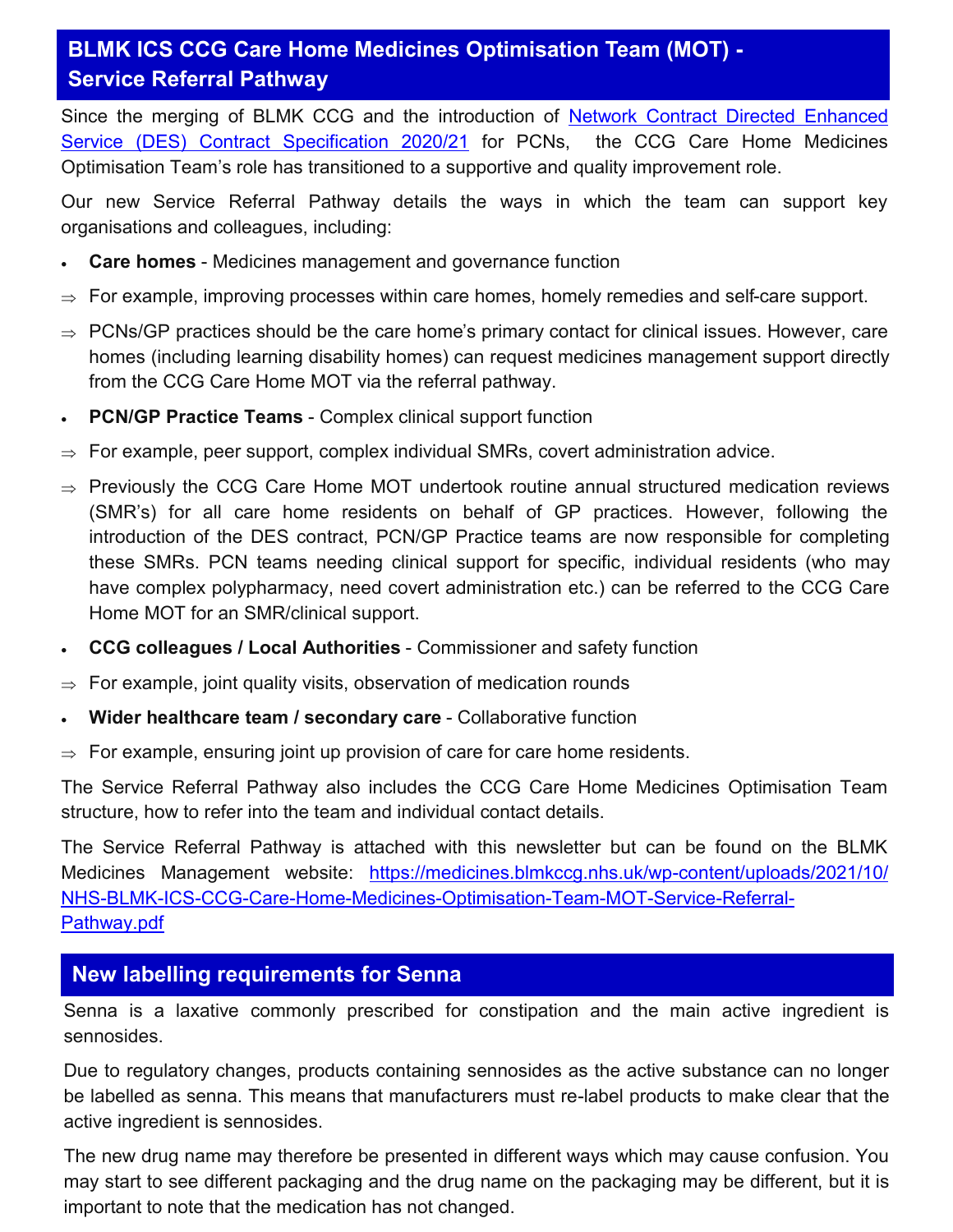## BLMK ICS CCG Care Home Medicines Optimisation Team (MOT) - Service Referral Pathway

Since the merging of BLMK CCG and the introduction of [Network Contract Directed Enhanced Service (DES) Contract Specification 2020/21](#) for PCNs, the CCG Care Home Medicines Optimisation Team's role has transitioned to a supportive and quality improvement role.

Our new Service Referral Pathway details the ways in which the team can support key organisations and colleagues, including:

- **Care homes** - Medicines management and governance function
  - ⇒ For example, improving processes within care homes, homely remedies and self-care support.
  - ⇒ PCNs/GP practices should be the care home's primary contact for clinical issues. However, care homes (including learning disability homes) can request medicines management support directly from the CCG Care Home MOT via the referral pathway.
- **PCN/GP Practice Teams** - Complex clinical support function
  - ⇒ For example, peer support, complex individual SMRs, covert administration advice.
  - ⇒ Previously the CCG Care Home MOT undertook routine annual structured medication reviews (SMR's) for all care home residents on behalf of GP practices. However, following the introduction of the DES contract, PCN/GP Practice teams are now responsible for completing these SMRs. PCN teams needing clinical support for specific, individual residents (who may have complex polypharmacy, need covert administration etc.) can be referred to the CCG Care Home MOT for an SMR/clinical support.
- **CCG colleagues / Local Authorities** - Commissioner and safety function
  - ⇒ For example, joint quality visits, observation of medication rounds
- **Wider healthcare team / secondary care** - Collaborative function
  - ⇒ For example, ensuring joint up provision of care for care home residents.

The Service Referral Pathway also includes the CCG Care Home Medicines Optimisation Team structure, how to refer into the team and individual contact details.

The Service Referral Pathway is attached with this newsletter but can be found on the BLMK Medicines Management website: https://medicines.blmkccg.nhs.uk/wp-content/uploads/2021/10/NHS-BLMK-ICS-CCG-Care-Home-Medicines-Optimisation-Team-MOT-Service-Referral-Pathway.pdf

## New labelling requirements for Senna

Senna is a laxative commonly prescribed for constipation and the main active ingredient is sennosides.

Due to regulatory changes, products containing sennosides as the active substance can no longer be labelled as senna. This means that manufacturers must re-label products to make clear that the active ingredient is sennosides.

The new drug name may therefore be presented in different ways which may cause confusion. You may start to see different packaging and the drug name on the packaging may be different, but it is important to note that the medication has not changed.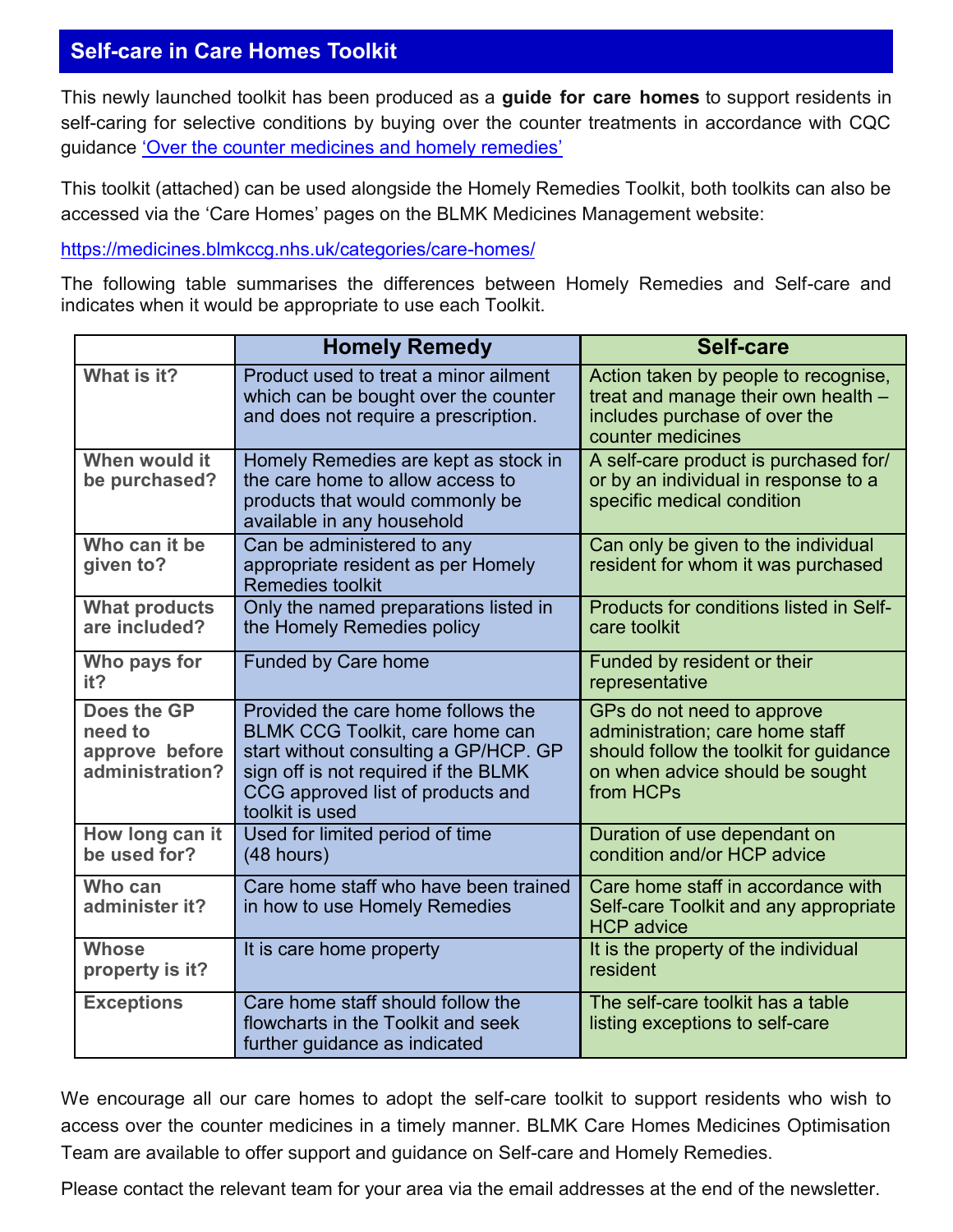## Self-care in Care Homes Toolkit

This newly launched toolkit has been produced as a **guide for care homes** to support residents in self-caring for selective conditions by buying over the counter treatments in accordance with CQC guidance [‘Over the counter medicines and homely remedies’]

This toolkit (attached) can be used alongside the Homely Remedies Toolkit, both toolkits can also be accessed via the ‘Care Homes’ pages on the BLMK Medicines Management website:

https://medicines.blmkccg.nhs.uk/categories/care-homes/

The following table summarises the differences between Homely Remedies and Self-care and indicates when it would be appropriate to use each Toolkit.

| | Homely Remedy | Self-care |
|---|---|---|
| **What is it?** | Product used to treat a minor ailment which can be bought over the counter and does not require a prescription. | Action taken by people to recognise, treat and manage their own health – includes purchase of over the counter medicines |
| **When would it be purchased?** | Homely Remedies are kept as stock in the care home to allow access to products that would commonly be available in any household | A self-care product is purchased for/ or by an individual in response to a specific medical condition |
| **Who can it be given to?** | Can be administered to any appropriate resident as per Homely Remedies toolkit | Can only be given to the individual resident for whom it was purchased |
| **What products are included?** | Only the named preparations listed in the Homely Remedies policy | Products for conditions listed in Self-care toolkit |
| **Who pays for it?** | Funded by Care home | Funded by resident or their representative |
| **Does the GP need to approve before administration?** | Provided the care home follows the BLMK CCG Toolkit, care home can start without consulting a GP/HCP. GP sign off is not required if the BLMK CCG approved list of products and toolkit is used | GPs do not need to approve administration; care home staff should follow the toolkit for guidance on when advice should be sought from HCPs |
| **How long can it be used for?** | Used for limited period of time (48 hours) | Duration of use dependant on condition and/or HCP advice |
| **Who can administer it?** | Care home staff who have been trained in how to use Homely Remedies | Care home staff in accordance with Self-care Toolkit and any appropriate HCP advice |
| **Whose property is it?** | It is care home property | It is the property of the individual resident |
| **Exceptions** | Care home staff should follow the flowcharts in the Toolkit and seek further guidance as indicated | The self-care toolkit has a table listing exceptions to self-care |

We encourage all our care homes to adopt the self-care toolkit to support residents who wish to access over the counter medicines in a timely manner. BLMK Care Homes Medicines Optimisation Team are available to offer support and guidance on Self-care and Homely Remedies.

Please contact the relevant team for your area via the email addresses at the end of the newsletter.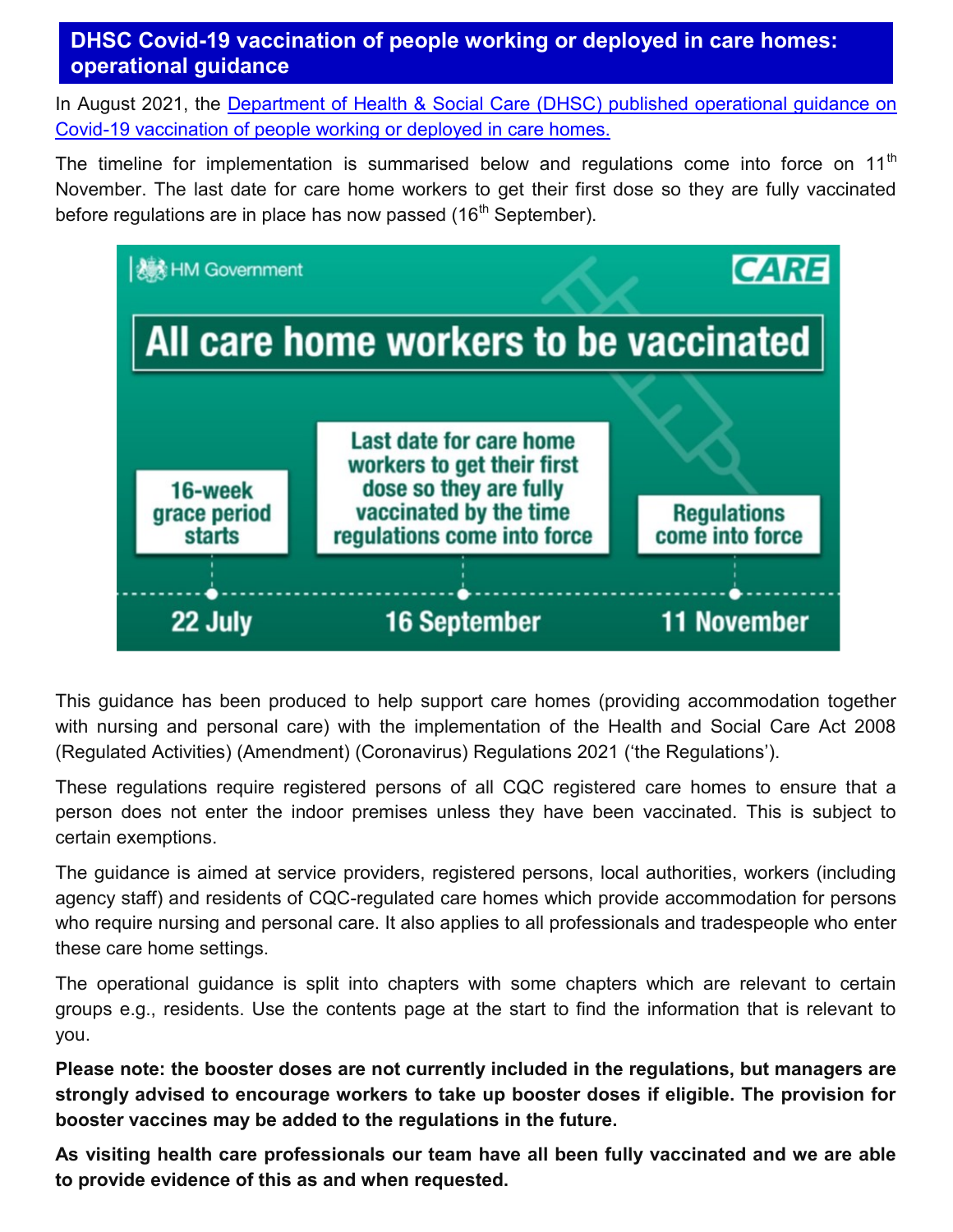## DHSC Covid-19 vaccination of people working or deployed in care homes: operational guidance

In August 2021, the [Department of Health & Social Care (DHSC) published operational guidance on Covid-19 vaccination of people working or deployed in care homes.]()

The timeline for implementation is summarised below and regulations come into force on 11th November. The last date for care home workers to get their first dose so they are fully vaccinated before regulations are in place has now passed (16th September).

HM Government | CARE

**All care home workers to be vaccinated**

| 22 July | 16 September | 11 November |
|---|---|---|
| 16-week grace period starts | Last date for care home workers to get their first dose so they are fully vaccinated by the time regulations come into force | Regulations come into force |

This guidance has been produced to help support care homes (providing accommodation together with nursing and personal care) with the implementation of the Health and Social Care Act 2008 (Regulated Activities) (Amendment) (Coronavirus) Regulations 2021 ('the Regulations').

These regulations require registered persons of all CQC registered care homes to ensure that a person does not enter the indoor premises unless they have been vaccinated. This is subject to certain exemptions.

The guidance is aimed at service providers, registered persons, local authorities, workers (including agency staff) and residents of CQC-regulated care homes which provide accommodation for persons who require nursing and personal care. It also applies to all professionals and tradespeople who enter these care home settings.

The operational guidance is split into chapters with some chapters which are relevant to certain groups e.g., residents. Use the contents page at the start to find the information that is relevant to you.

**Please note: the booster doses are not currently included in the regulations, but managers are strongly advised to encourage workers to take up booster doses if eligible. The provision for booster vaccines may be added to the regulations in the future.**

**As visiting health care professionals our team have all been fully vaccinated and we are able to provide evidence of this as and when requested.**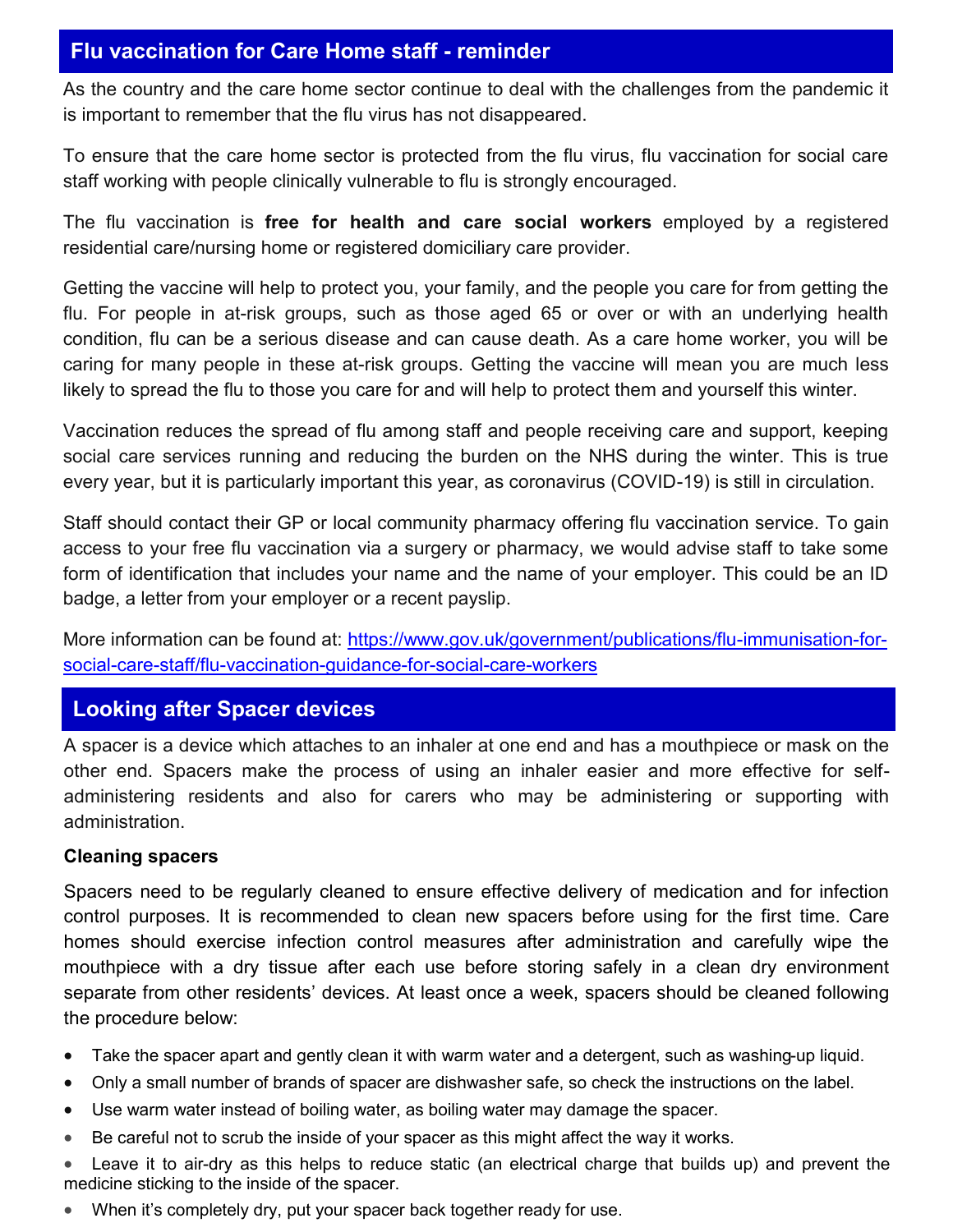## Flu vaccination for Care Home staff - reminder

As the country and the care home sector continue to deal with the challenges from the pandemic it is important to remember that the flu virus has not disappeared.

To ensure that the care home sector is protected from the flu virus, flu vaccination for social care staff working with people clinically vulnerable to flu is strongly encouraged.

The flu vaccination is **free for health and care social workers** employed by a registered residential care/nursing home or registered domiciliary care provider.

Getting the vaccine will help to protect you, your family, and the people you care for from getting the flu. For people in at-risk groups, such as those aged 65 or over or with an underlying health condition, flu can be a serious disease and can cause death. As a care home worker, you will be caring for many people in these at-risk groups. Getting the vaccine will mean you are much less likely to spread the flu to those you care for and will help to protect them and yourself this winter.

Vaccination reduces the spread of flu among staff and people receiving care and support, keeping social care services running and reducing the burden on the NHS during the winter. This is true every year, but it is particularly important this year, as coronavirus (COVID-19) is still in circulation.

Staff should contact their GP or local community pharmacy offering flu vaccination service. To gain access to your free flu vaccination via a surgery or pharmacy, we would advise staff to take some form of identification that includes your name and the name of your employer. This could be an ID badge, a letter from your employer or a recent payslip.

More information can be found at: https://www.gov.uk/government/publications/flu-immunisation-for-social-care-staff/flu-vaccination-guidance-for-social-care-workers

## Looking after Spacer devices

A spacer is a device which attaches to an inhaler at one end and has a mouthpiece or mask on the other end. Spacers make the process of using an inhaler easier and more effective for self-administering residents and also for carers who may be administering or supporting with administration.

**Cleaning spacers**

Spacers need to be regularly cleaned to ensure effective delivery of medication and for infection control purposes. It is recommended to clean new spacers before using for the first time. Care homes should exercise infection control measures after administration and carefully wipe the mouthpiece with a dry tissue after each use before storing safely in a clean dry environment separate from other residents' devices. At least once a week, spacers should be cleaned following the procedure below:

- Take the spacer apart and gently clean it with warm water and a detergent, such as washing-up liquid.
- Only a small number of brands of spacer are dishwasher safe, so check the instructions on the label.
- Use warm water instead of boiling water, as boiling water may damage the spacer.
- Be careful not to scrub the inside of your spacer as this might affect the way it works.
- Leave it to air-dry as this helps to reduce static (an electrical charge that builds up) and prevent the medicine sticking to the inside of the spacer.
- When it's completely dry, put your spacer back together ready for use.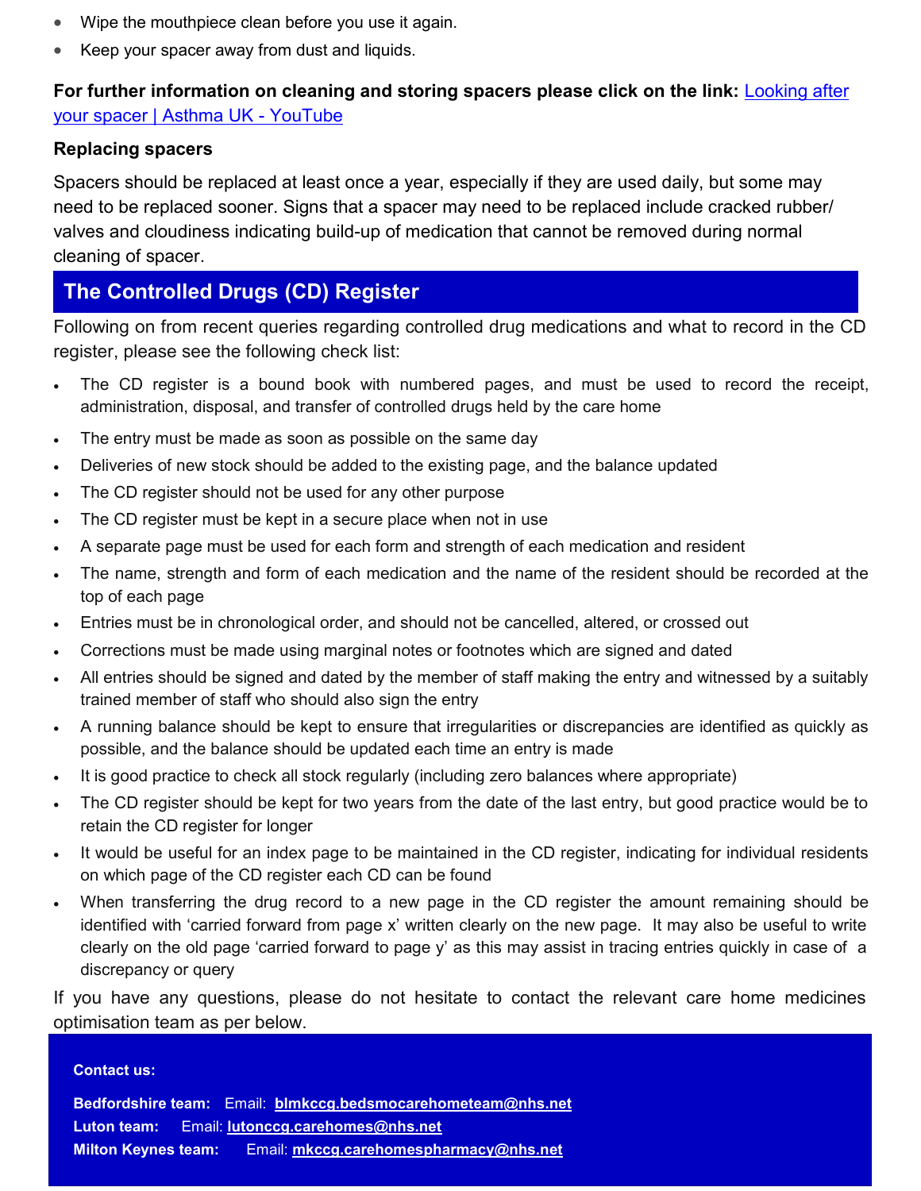- Wipe the mouthpiece clean before you use it again.
- Keep your spacer away from dust and liquids.

**For further information on cleaning and storing spacers please click on the link:** [Looking after your spacer | Asthma UK - YouTube]

**Replacing spacers**

Spacers should be replaced at least once a year, especially if they are used daily, but some may need to be replaced sooner. Signs that a spacer may need to be replaced include cracked rubber/ valves and cloudiness indicating build-up of medication that cannot be removed during normal cleaning of spacer.

## The Controlled Drugs (CD) Register

Following on from recent queries regarding controlled drug medications and what to record in the CD register, please see the following check list:

- The CD register is a bound book with numbered pages, and must be used to record the receipt, administration, disposal, and transfer of controlled drugs held by the care home
- The entry must be made as soon as possible on the same day
- Deliveries of new stock should be added to the existing page, and the balance updated
- The CD register should not be used for any other purpose
- The CD register must be kept in a secure place when not in use
- A separate page must be used for each form and strength of each medication and resident
- The name, strength and form of each medication and the name of the resident should be recorded at the top of each page
- Entries must be in chronological order, and should not be cancelled, altered, or crossed out
- Corrections must be made using marginal notes or footnotes which are signed and dated
- All entries should be signed and dated by the member of staff making the entry and witnessed by a suitably trained member of staff who should also sign the entry
- A running balance should be kept to ensure that irregularities or discrepancies are identified as quickly as possible, and the balance should be updated each time an entry is made
- It is good practice to check all stock regularly (including zero balances where appropriate)
- The CD register should be kept for two years from the date of the last entry, but good practice would be to retain the CD register for longer
- It would be useful for an index page to be maintained in the CD register, indicating for individual residents on which page of the CD register each CD can be found
- When transferring the drug record to a new page in the CD register the amount remaining should be identified with 'carried forward from page x' written clearly on the new page. It may also be useful to write clearly on the old page 'carried forward to page y' as this may assist in tracing entries quickly in case of a discrepancy or query

If you have any questions, please do not hesitate to contact the relevant care home medicines optimisation team as per below.

**Contact us:**

**Bedfordshire team:** Email: **blmkccg.bedsmocarehometeam@nhs.net**
**Luton team:** Email: **lutonccg.carehomes@nhs.net**
**Milton Keynes team:** Email: **mkccg.carehomespharmacy@nhs.net**